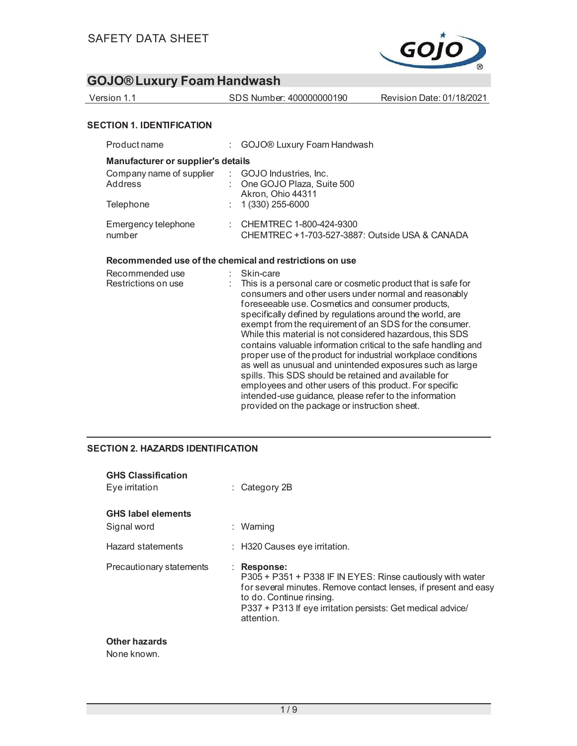SAFETY DATA SHEET

# GOJO® Luxury Foam Handwash

Version 1.1 | SDS Number: 400000000190 | Revision Date: 01/18/2021

## SECTION 1. IDENTIFICATION

Product name : GOJO® Luxury Foam Handwash

**Manufacturer or supplier's details**

Company name of supplier : GOJO Industries, Inc.

Address : One GOJO Plaza, Suite 500
Akron, Ohio 44311

Telephone : 1 (330) 255-6000

Emergency telephone number : CHEMTREC 1-800-424-9300
CHEMTREC +1-703-527-3887: Outside USA & CANADA

**Recommended use of the chemical and restrictions on use**

Recommended use : Skin-care

Restrictions on use : This is a personal care or cosmetic product that is safe for consumers and other users under normal and reasonably foreseeable use. Cosmetics and consumer products, specifically defined by regulations around the world, are exempt from the requirement of an SDS for the consumer. While this material is not considered hazardous, this SDS contains valuable information critical to the safe handling and proper use of the product for industrial workplace conditions as well as unusual and unintended exposures such as large spills. This SDS should be retained and available for employees and other users of this product. For specific intended-use guidance, please refer to the information provided on the package or instruction sheet.

## SECTION 2. HAZARDS IDENTIFICATION

**GHS Classification**

Eye irritation : Category 2B

**GHS label elements**

Signal word : Warning

Hazard statements : H320 Causes eye irritation.

Precautionary statements : **Response:**
P305 + P351 + P338 IF IN EYES: Rinse cautiously with water for several minutes. Remove contact lenses, if present and easy to do. Continue rinsing.
P337 + P313 If eye irritation persists: Get medical advice/ attention.

**Other hazards**

None known.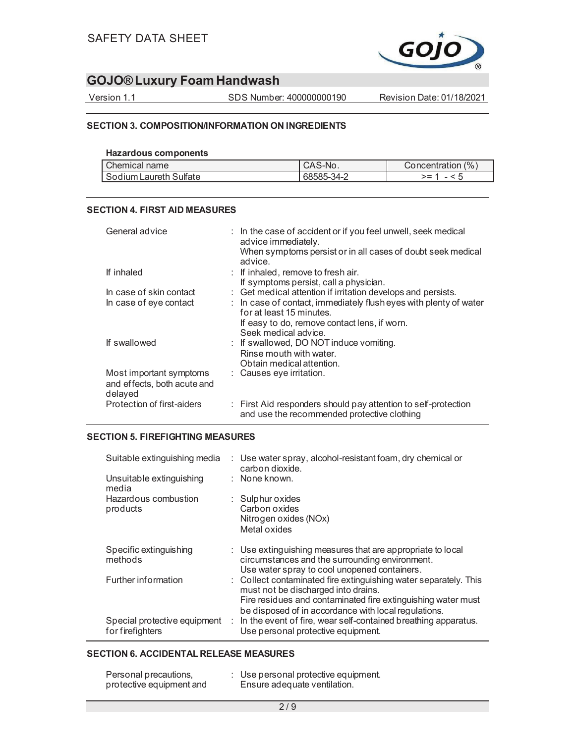## SECTION 3. COMPOSITION/INFORMATION ON INGREDIENTS

**Hazardous components**

| Chemical name | CAS-No. | Concentration (%) |
|---|---|---|
| Sodium Laureth Sulfate | 68585-34-2 | >= 1 - < 5 |

## SECTION 4. FIRST AID MEASURES

| | |
|---|---|
| General advice | : In the case of accident or if you feel unwell, seek medical advice immediately.<br>When symptoms persist or in all cases of doubt seek medical advice. |
| If inhaled | : If inhaled, remove to fresh air.<br>If symptoms persist, call a physician. |
| In case of skin contact | : Get medical attention if irritation develops and persists. |
| In case of eye contact | : In case of contact, immediately flush eyes with plenty of water for at least 15 minutes.<br>If easy to do, remove contact lens, if worn.<br>Seek medical advice. |
| If swallowed | : If swallowed, DO NOT induce vomiting.<br>Rinse mouth with water.<br>Obtain medical attention. |
| Most important symptoms and effects, both acute and delayed | : Causes eye irritation. |
| Protection of first-aiders | : First Aid responders should pay attention to self-protection and use the recommended protective clothing |

## SECTION 5. FIREFIGHTING MEASURES

| | |
|---|---|
| Suitable extinguishing media | : Use water spray, alcohol-resistant foam, dry chemical or carbon dioxide. |
| Unsuitable extinguishing media | : None known. |
| Hazardous combustion products | : Sulphur oxides<br>Carbon oxides<br>Nitrogen oxides (NOx)<br>Metal oxides |
| Specific extinguishing methods | : Use extinguishing measures that are appropriate to local circumstances and the surrounding environment.<br>Use water spray to cool unopened containers. |
| Further information | : Collect contaminated fire extinguishing water separately. This must not be discharged into drains.<br>Fire residues and contaminated fire extinguishing water must be disposed of in accordance with local regulations. |
| Special protective equipment for firefighters | : In the event of fire, wear self-contained breathing apparatus.<br>Use personal protective equipment. |

## SECTION 6. ACCIDENTAL RELEASE MEASURES

| | |
|---|---|
| Personal precautions, protective equipment and | : Use personal protective equipment.<br>Ensure adequate ventilation. |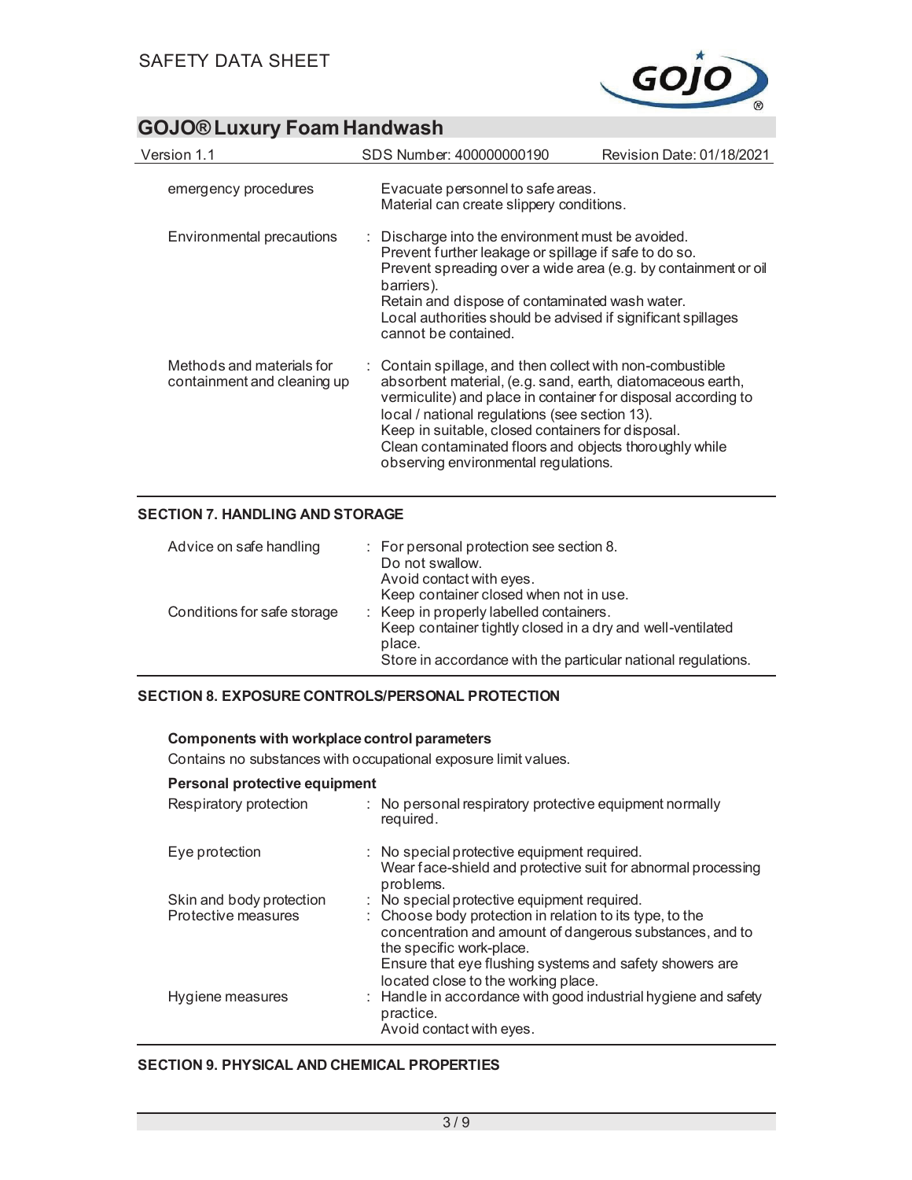| | | |
|---|---|---|
| emergency procedures | | Evacuate personnel to safe areas.<br>Material can create slippery conditions. |
| Environmental precautions | : | Discharge into the environment must be avoided.<br>Prevent further leakage or spillage if safe to do so.<br>Prevent spreading over a wide area (e.g. by containment or oil barriers).<br>Retain and dispose of contaminated wash water.<br>Local authorities should be advised if significant spillages cannot be contained. |
| Methods and materials for containment and cleaning up | : | Contain spillage, and then collect with non-combustible absorbent material, (e.g. sand, earth, diatomaceous earth, vermiculite) and place in container for disposal according to local / national regulations (see section 13).<br>Keep in suitable, closed containers for disposal.<br>Clean contaminated floors and objects thoroughly while observing environmental regulations. |

## SECTION 7. HANDLING AND STORAGE

| | | |
|---|---|---|
| Advice on safe handling | : | For personal protection see section 8.<br>Do not swallow.<br>Avoid contact with eyes.<br>Keep container closed when not in use. |
| Conditions for safe storage | : | Keep in properly labelled containers.<br>Keep container tightly closed in a dry and well-ventilated place.<br>Store in accordance with the particular national regulations. |

## SECTION 8. EXPOSURE CONTROLS/PERSONAL PROTECTION

**Components with workplace control parameters**

Contains no substances with occupational exposure limit values.

**Personal protective equipment**

| | | |
|---|---|---|
| Respiratory protection | : | No personal respiratory protective equipment normally required. |
| Eye protection | : | No special protective equipment required.<br>Wear face-shield and protective suit for abnormal processing problems. |
| Skin and body protection | : | No special protective equipment required. |
| Protective measures | : | Choose body protection in relation to its type, to the concentration and amount of dangerous substances, and to the specific work-place.<br>Ensure that eye flushing systems and safety showers are located close to the working place. |
| Hygiene measures | : | Handle in accordance with good industrial hygiene and safety practice.<br>Avoid contact with eyes. |

## SECTION 9. PHYSICAL AND CHEMICAL PROPERTIES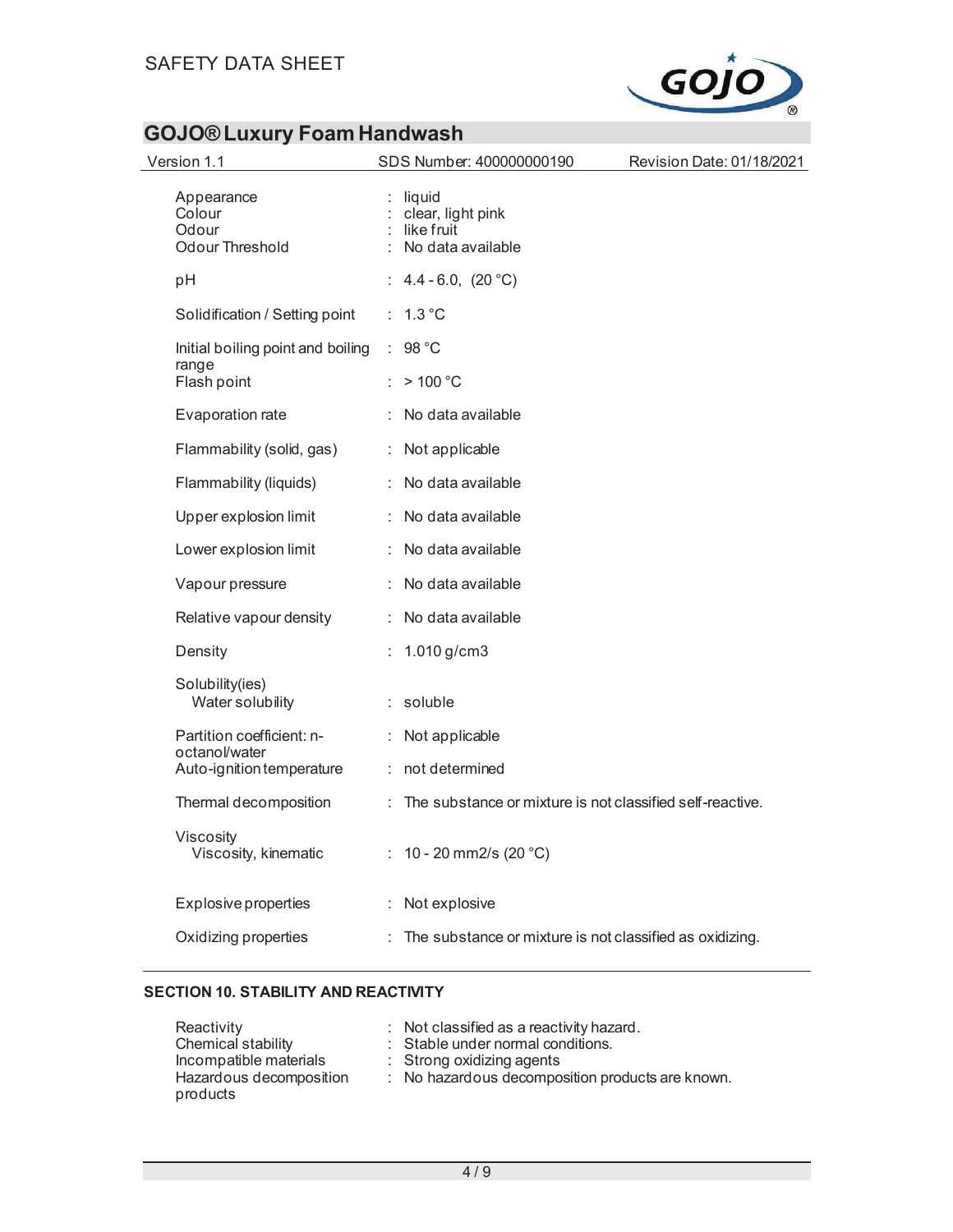| | | |
|---|---|---|
| Appearance | : | liquid |
| Colour | : | clear, light pink |
| Odour | : | like fruit |
| Odour Threshold | : | No data available |
| pH | : | 4.4 - 6.0, (20 °C) |
| Solidification / Setting point | : | 1.3 °C |
| Initial boiling point and boiling range | : | 98 °C |
| Flash point | : | > 100 °C |
| Evaporation rate | : | No data available |
| Flammability (solid, gas) | : | Not applicable |
| Flammability (liquids) | : | No data available |
| Upper explosion limit | : | No data available |
| Lower explosion limit | : | No data available |
| Vapour pressure | : | No data available |
| Relative vapour density | : | No data available |
| Density | : | 1.010 g/cm3 |
| Solubility(ies) | | |
| Water solubility | : | soluble |
| Partition coefficient: n-octanol/water | : | Not applicable |
| Auto-ignition temperature | : | not determined |
| Thermal decomposition | : | The substance or mixture is not classified self-reactive. |
| Viscosity | | |
| Viscosity, kinematic | : | 10 - 20 mm2/s (20 °C) |
| Explosive properties | : | Not explosive |
| Oxidizing properties | : | The substance or mixture is not classified as oxidizing. |

## SECTION 10. STABILITY AND REACTIVITY

| | | |
|---|---|---|
| Reactivity | : | Not classified as a reactivity hazard. |
| Chemical stability | : | Stable under normal conditions. |
| Incompatible materials | : | Strong oxidizing agents |
| Hazardous decomposition products | : | No hazardous decomposition products are known. |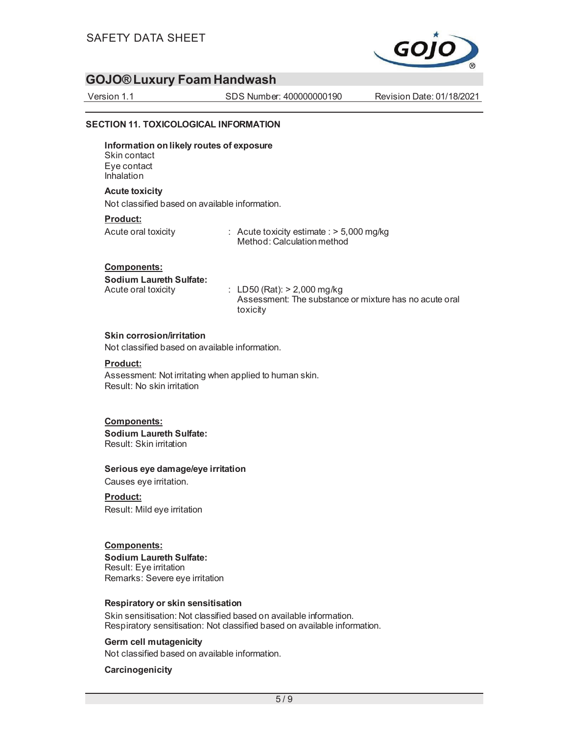## SECTION 11. TOXICOLOGICAL INFORMATION

**Information on likely routes of exposure**
Skin contact
Eye contact
Inhalation

**Acute toxicity**

Not classified based on available information.

**Product:**

Acute oral toxicity : Acute toxicity estimate : > 5,000 mg/kg
Method: Calculation method

**Components:**

**Sodium Laureth Sulfate:**
Acute oral toxicity : LD50 (Rat): > 2,000 mg/kg
Assessment: The substance or mixture has no acute oral toxicity

**Skin corrosion/irritation**

Not classified based on available information.

**Product:**

Assessment: Not irritating when applied to human skin.
Result: No skin irritation

**Components:**

**Sodium Laureth Sulfate:**
Result: Skin irritation

**Serious eye damage/eye irritation**

Causes eye irritation.

**Product:**

Result: Mild eye irritation

**Components:**

**Sodium Laureth Sulfate:**
Result: Eye irritation
Remarks: Severe eye irritation

**Respiratory or skin sensitisation**

Skin sensitisation: Not classified based on available information.
Respiratory sensitisation: Not classified based on available information.

**Germ cell mutagenicity**

Not classified based on available information.

**Carcinogenicity**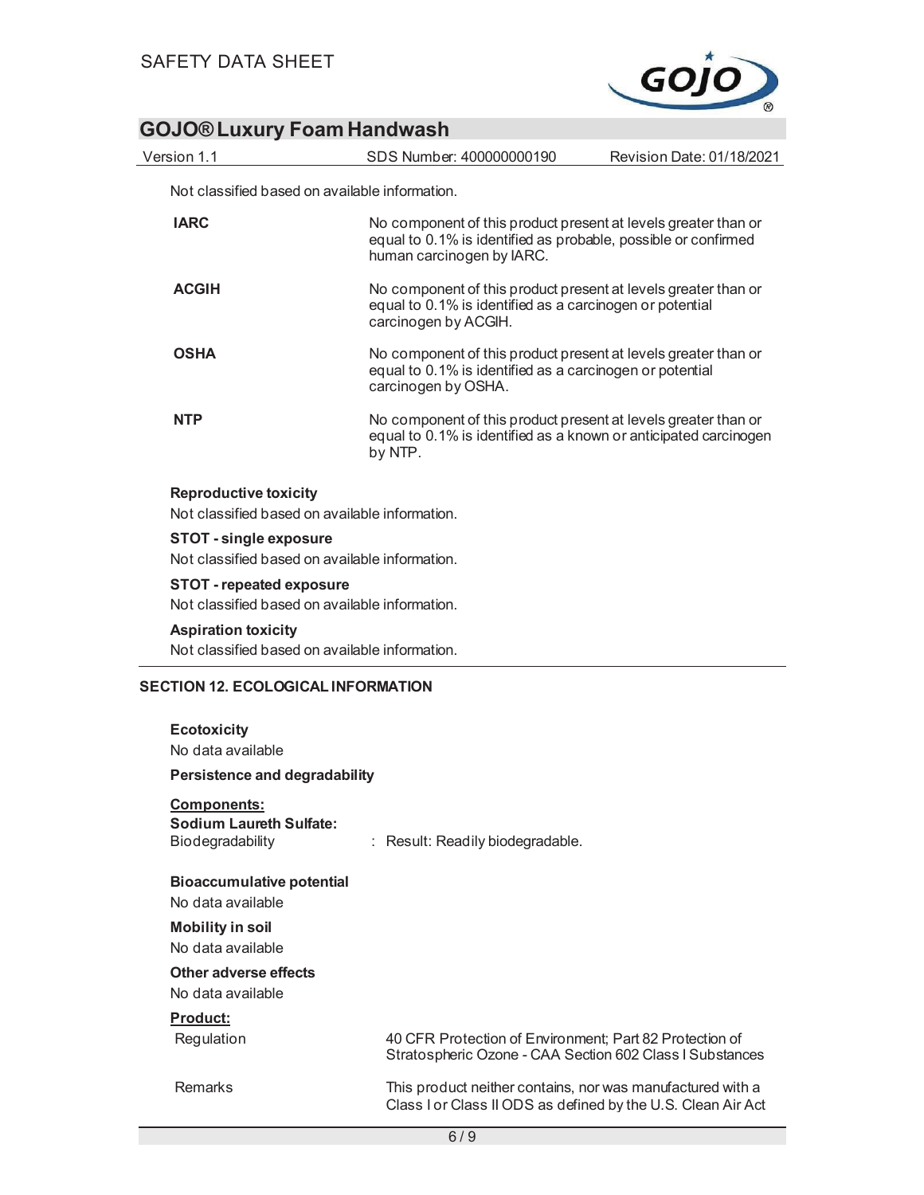Not classified based on available information.

| | |
|---|---|
| **IARC** | No component of this product present at levels greater than or equal to 0.1% is identified as probable, possible or confirmed human carcinogen by IARC. |
| **ACGIH** | No component of this product present at levels greater than or equal to 0.1% is identified as a carcinogen or potential carcinogen by ACGIH. |
| **OSHA** | No component of this product present at levels greater than or equal to 0.1% is identified as a carcinogen or potential carcinogen by OSHA. |
| **NTP** | No component of this product present at levels greater than or equal to 0.1% is identified as a known or anticipated carcinogen by NTP. |

**Reproductive toxicity**

Not classified based on available information.

**STOT - single exposure**

Not classified based on available information.

**STOT - repeated exposure**

Not classified based on available information.

**Aspiration toxicity**

Not classified based on available information.

## SECTION 12. ECOLOGICAL INFORMATION

**Ecotoxicity**

No data available

**Persistence and degradability**

**Components:**

**Sodium Laureth Sulfate:**

Biodegradability : Result: Readily biodegradable.

**Bioaccumulative potential**

No data available

**Mobility in soil**

No data available

**Other adverse effects**

No data available

**Product:**

| | |
|---|---|
| Regulation | 40 CFR Protection of Environment; Part 82 Protection of Stratospheric Ozone - CAA Section 602 Class I Substances |
| Remarks | This product neither contains, nor was manufactured with a Class I or Class II ODS as defined by the U.S. Clean Air Act |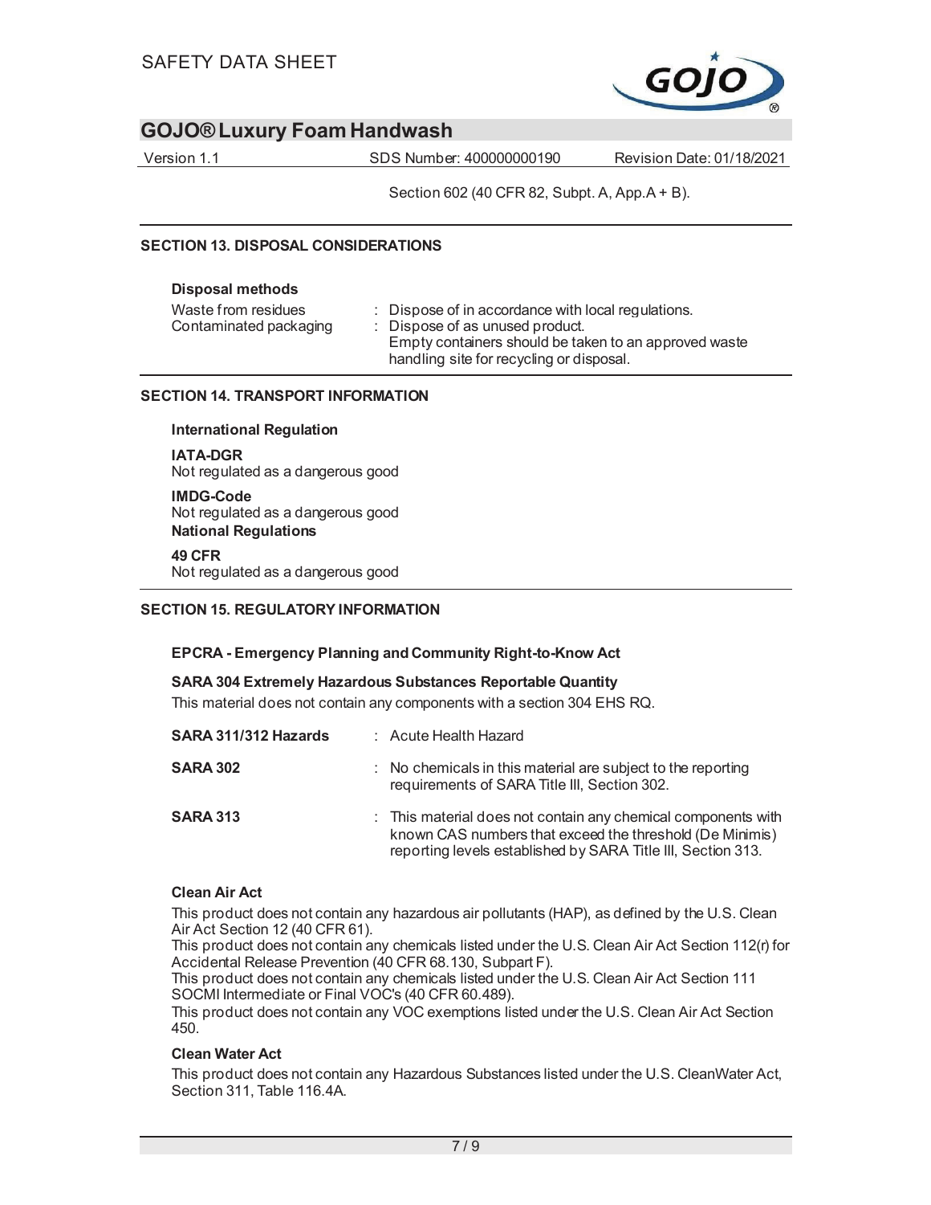Section 602 (40 CFR 82, Subpt. A, App.A + B).

## SECTION 13. DISPOSAL CONSIDERATIONS

**Disposal methods**

| | |
|---|---|
| Waste from residues | : Dispose of in accordance with local regulations. |
| Contaminated packaging | : Dispose of as unused product. Empty containers should be taken to an approved waste handling site for recycling or disposal. |

## SECTION 14. TRANSPORT INFORMATION

**International Regulation**

**IATA-DGR**
Not regulated as a dangerous good

**IMDG-Code**
Not regulated as a dangerous good

**National Regulations**

**49 CFR**
Not regulated as a dangerous good

## SECTION 15. REGULATORY INFORMATION

**EPCRA - Emergency Planning and Community Right-to-Know Act**

**SARA 304 Extremely Hazardous Substances Reportable Quantity**
This material does not contain any components with a section 304 EHS RQ.

| | |
|---|---|
| **SARA 311/312 Hazards** | : Acute Health Hazard |
| **SARA 302** | : No chemicals in this material are subject to the reporting requirements of SARA Title III, Section 302. |
| **SARA 313** | : This material does not contain any chemical components with known CAS numbers that exceed the threshold (De Minimis) reporting levels established by SARA Title III, Section 313. |

**Clean Air Act**

This product does not contain any hazardous air pollutants (HAP), as defined by the U.S. Clean Air Act Section 12 (40 CFR 61).
This product does not contain any chemicals listed under the U.S. Clean Air Act Section 112(r) for Accidental Release Prevention (40 CFR 68.130, Subpart F).
This product does not contain any chemicals listed under the U.S. Clean Air Act Section 111 SOCMI Intermediate or Final VOC's (40 CFR 60.489).
This product does not contain any VOC exemptions listed under the U.S. Clean Air Act Section 450.

**Clean Water Act**

This product does not contain any Hazardous Substances listed under the U.S. CleanWater Act, Section 311, Table 116.4A.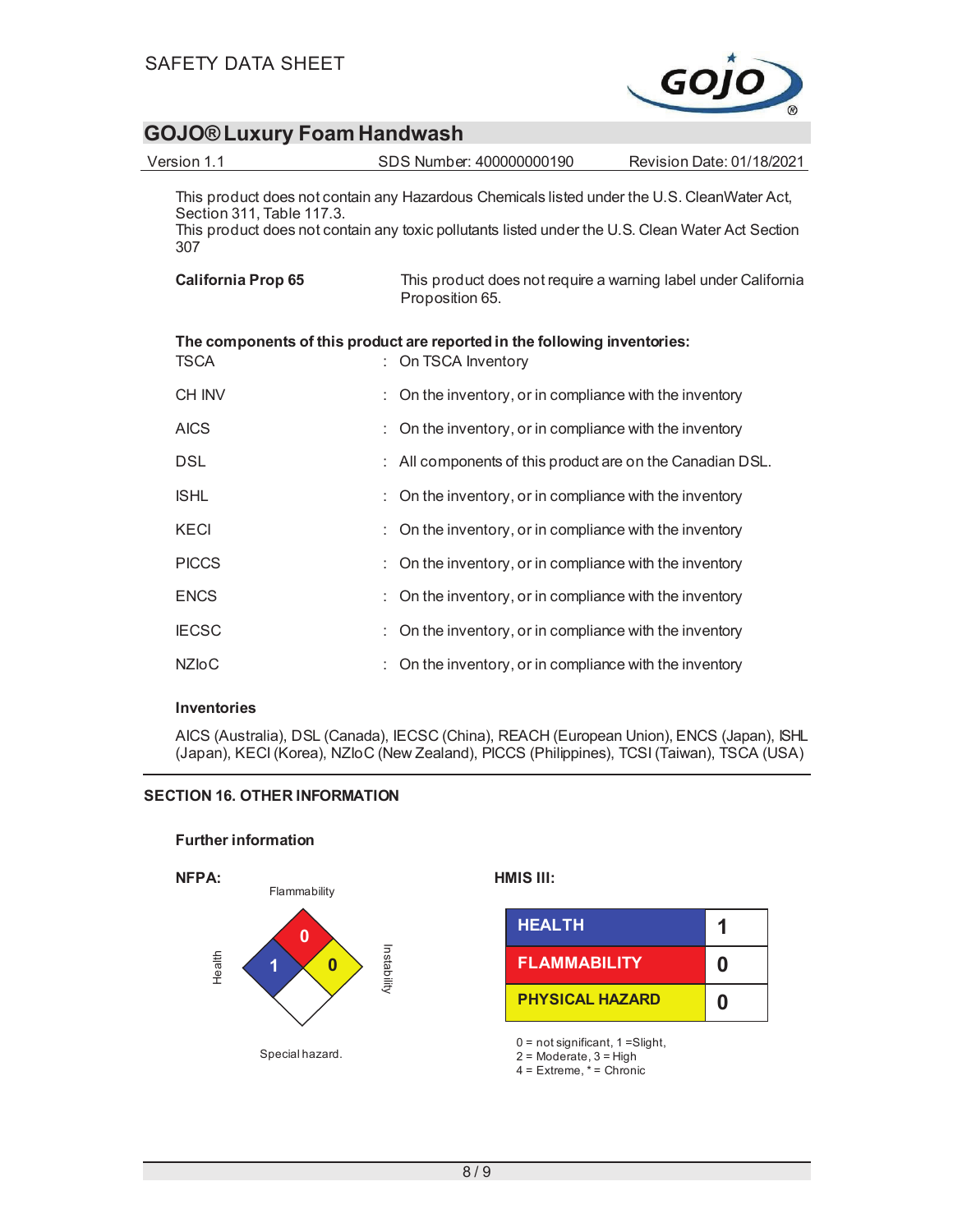This product does not contain any Hazardous Chemicals listed under the U.S. CleanWater Act, Section 311, Table 117.3.
This product does not contain any toxic pollutants listed under the U.S. Clean Water Act Section 307

**California Prop 65** This product does not require a warning label under California Proposition 65.

**The components of this product are reported in the following inventories:**

| | |
|---|---|
| TSCA | : On TSCA Inventory |
| CH INV | : On the inventory, or in compliance with the inventory |
| AICS | : On the inventory, or in compliance with the inventory |
| DSL | : All components of this product are on the Canadian DSL. |
| ISHL | : On the inventory, or in compliance with the inventory |
| KECI | : On the inventory, or in compliance with the inventory |
| PICCS | : On the inventory, or in compliance with the inventory |
| ENCS | : On the inventory, or in compliance with the inventory |
| IECSC | : On the inventory, or in compliance with the inventory |
| NZIoC | : On the inventory, or in compliance with the inventory |

**Inventories**

AICS (Australia), DSL (Canada), IECSC (China), REACH (European Union), ENCS (Japan), ISHL (Japan), KECI (Korea), NZIoC (New Zealand), PICCS (Philippines), TCSI (Taiwan), TSCA (USA)

## SECTION 16. OTHER INFORMATION

**Further information**

**NFPA:**

| Health | Flammability | Instability | Special hazard. |
|---|---|---|---|
| 1 | 0 | 0 | |

**HMIS III:**

| | |
|---|---|
| HEALTH | 1 |
| FLAMMABILITY | 0 |
| PHYSICAL HAZARD | 0 |

0 = not significant, 1 =Slight,
2 = Moderate, 3 = High
4 = Extreme, * = Chronic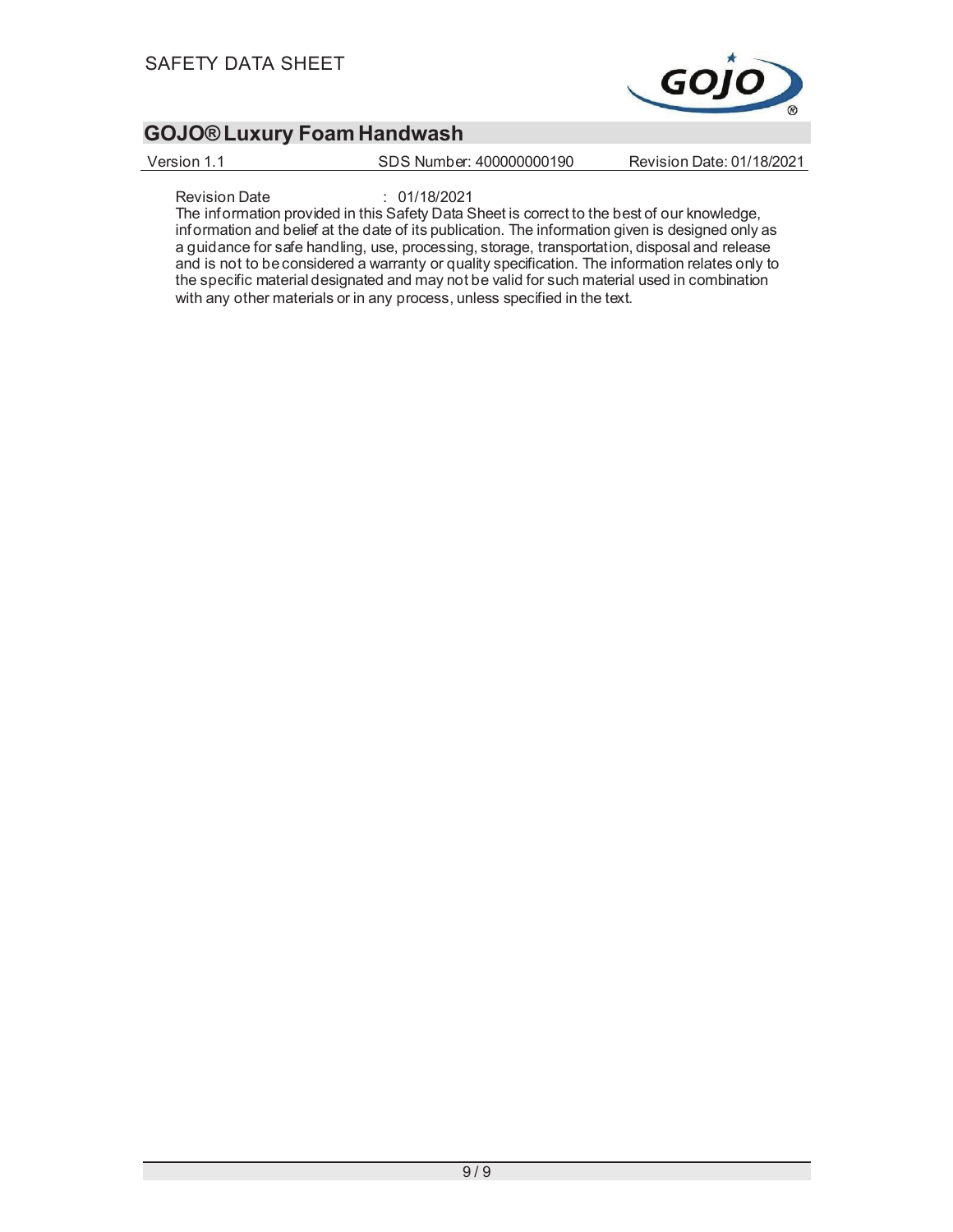Revision Date : 01/18/2021

The information provided in this Safety Data Sheet is correct to the best of our knowledge, information and belief at the date of its publication. The information given is designed only as a guidance for safe handling, use, processing, storage, transportation, disposal and release and is not to be considered a warranty or quality specification. The information relates only to the specific material designated and may not be valid for such material used in combination with any other materials or in any process, unless specified in the text.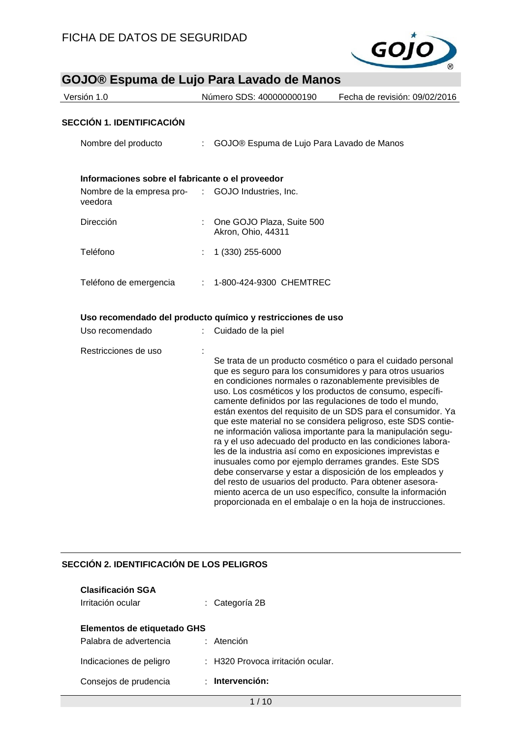FICHA DE DATOS DE SEGURIDAD

# GOJO® Espuma de Lujo Para Lavado de Manos

Versión 1.0 | Número SDS: 400000000190 | Fecha de revisión: 09/02/2016

## SECCIÓN 1. IDENTIFICACIÓN

Nombre del producto : GOJO® Espuma de Lujo Para Lavado de Manos

### Informaciones sobre el fabricante o el proveedor

Nombre de la empresa proveedora : GOJO Industries, Inc.

Dirección : One GOJO Plaza, Suite 500
Akron, Ohio, 44311

Teléfono : 1 (330) 255-6000

Teléfono de emergencia : 1-800-424-9300 CHEMTREC

### Uso recomendado del producto químico y restricciones de uso

Uso recomendado : Cuidado de la piel

Restricciones de uso : Se trata de un producto cosmético o para el cuidado personal que es seguro para los consumidores y para otros usuarios en condiciones normales o razonablemente previsibles de uso. Los cosméticos y los productos de consumo, específicamente definidos por las regulaciones de todo el mundo, están exentos del requisito de un SDS para el consumidor. Ya que este material no se considera peligroso, este SDS contiene información valiosa importante para la manipulación segura y el uso adecuado del producto en las condiciones laborales de la industria así como en exposiciones imprevistas e inusuales como por ejemplo derrames grandes. Este SDS debe conservarse y estar a disposición de los empleados y del resto de usuarios del producto. Para obtener asesoramiento acerca de un uso específico, consulte la información proporcionada en el embalaje o en la hoja de instrucciones.

## SECCIÓN 2. IDENTIFICACIÓN DE LOS PELIGROS

### Clasificación SGA

Irritación ocular : Categoría 2B

### Elementos de etiquetado GHS

Palabra de advertencia : Atención

Indicaciones de peligro : H320 Provoca irritación ocular.

Consejos de prudencia : **Intervención:**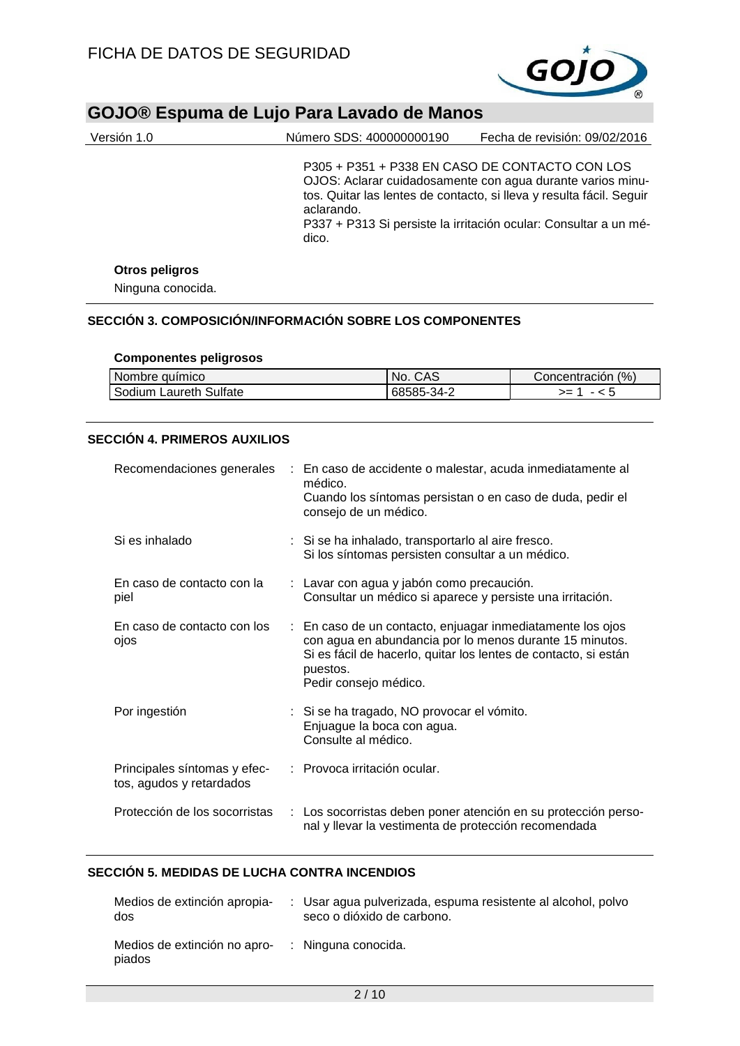P305 + P351 + P338 EN CASO DE CONTACTO CON LOS OJOS: Aclarar cuidadosamente con agua durante varios minutos. Quitar las lentes de contacto, si lleva y resulta fácil. Seguir aclarando.
P337 + P313 Si persiste la irritación ocular: Consultar a un médico.

**Otros peligros**

Ninguna conocida.

## SECCIÓN 3. COMPOSICIÓN/INFORMACIÓN SOBRE LOS COMPONENTES

**Componentes peligrosos**

| Nombre químico | No. CAS | Concentración (%) |
|---|---|---|
| Sodium Laureth Sulfate | 68585-34-2 | >= 1 - < 5 |

## SECCIÓN 4. PRIMEROS AUXILIOS

Recomendaciones generales : En caso de accidente o malestar, acuda inmediatamente al médico.
Cuando los síntomas persistan o en caso de duda, pedir el consejo de un médico.

Si es inhalado : Si se ha inhalado, transportarlo al aire fresco.
Si los síntomas persisten consultar a un médico.

En caso de contacto con la piel : Lavar con agua y jabón como precaución.
Consultar un médico si aparece y persiste una irritación.

En caso de contacto con los ojos : En caso de un contacto, enjuagar inmediatamente los ojos con agua en abundancia por lo menos durante 15 minutos.
Si es fácil de hacerlo, quitar los lentes de contacto, si están puestos.
Pedir consejo médico.

Por ingestión : Si se ha tragado, NO provocar el vómito.
Enjuague la boca con agua.
Consulte al médico.

Principales síntomas y efectos, agudos y retardados : Provoca irritación ocular.

Protección de los socorristas : Los socorristas deben poner atención en su protección personal y llevar la vestimenta de protección recomendada

## SECCIÓN 5. MEDIDAS DE LUCHA CONTRA INCENDIOS

Medios de extinción apropiados : Usar agua pulverizada, espuma resistente al alcohol, polvo seco o dióxido de carbono.

Medios de extinción no apropiados : Ninguna conocida.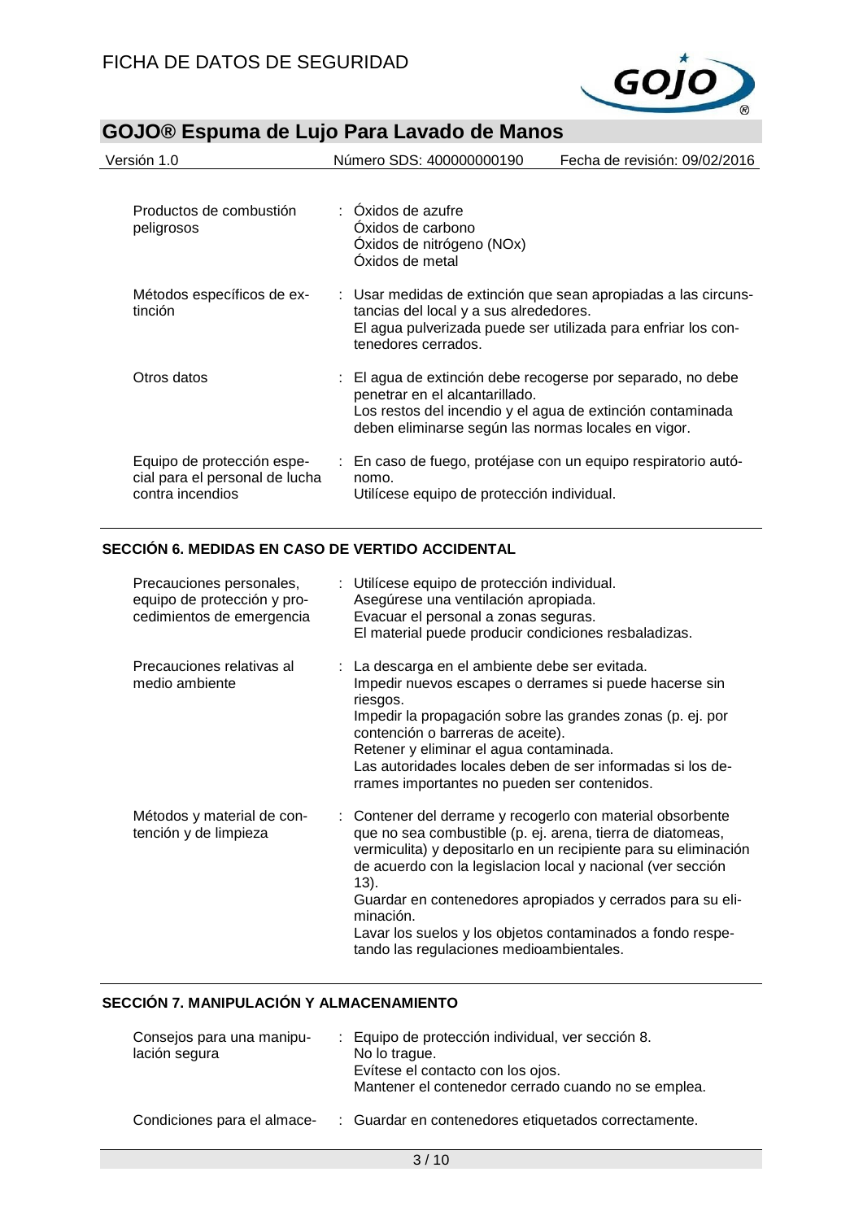| | | |
|---|---|---|
| Productos de combustión peligrosos | : | Óxidos de azufre<br>Óxidos de carbono<br>Óxidos de nitrógeno (NOx)<br>Óxidos de metal |
| Métodos específicos de extinción | : | Usar medidas de extinción que sean apropiadas a las circunstancias del local y a sus alrededores.<br>El agua pulverizada puede ser utilizada para enfriar los contenedores cerrados. |
| Otros datos | : | El agua de extinción debe recogerse por separado, no debe penetrar en el alcantarillado.<br>Los restos del incendio y el agua de extinción contaminada deben eliminarse según las normas locales en vigor. |
| Equipo de protección especial para el personal de lucha contra incendios | : | En caso de fuego, protéjase con un equipo respiratorio autónomo.<br>Utilícese equipo de protección individual. |

## SECCIÓN 6. MEDIDAS EN CASO DE VERTIDO ACCIDENTAL

| | | |
|---|---|---|
| Precauciones personales, equipo de protección y procedimientos de emergencia | : | Utilícese equipo de protección individual.<br>Asegúrese una ventilación apropiada.<br>Evacuar el personal a zonas seguras.<br>El material puede producir condiciones resbaladizas. |
| Precauciones relativas al medio ambiente | : | La descarga en el ambiente debe ser evitada.<br>Impedir nuevos escapes o derrames si puede hacerse sin riesgos.<br>Impedir la propagación sobre las grandes zonas (p. ej. por contención o barreras de aceite).<br>Retener y eliminar el agua contaminada.<br>Las autoridades locales deben de ser informadas si los derrames importantes no pueden ser contenidos. |
| Métodos y material de contención y de limpieza | : | Contener del derrame y recogerlo con material obsorbente que no sea combustible (p. ej. arena, tierra de diatomeas, vermiculita) y depositarlo en un recipiente para su eliminación de acuerdo con la legislacion local y nacional (ver sección 13).<br>Guardar en contenedores apropiados y cerrados para su eliminación.<br>Lavar los suelos y los objetos contaminados a fondo respetando las regulaciones medioambientales. |

## SECCIÓN 7. MANIPULACIÓN Y ALMACENAMIENTO

| | | |
|---|---|---|
| Consejos para una manipulación segura | : | Equipo de protección individual, ver sección 8.<br>No lo trague.<br>Evítese el contacto con los ojos.<br>Mantener el contenedor cerrado cuando no se emplea. |
| Condiciones para el almace- | : | Guardar en contenedores etiquetados correctamente. |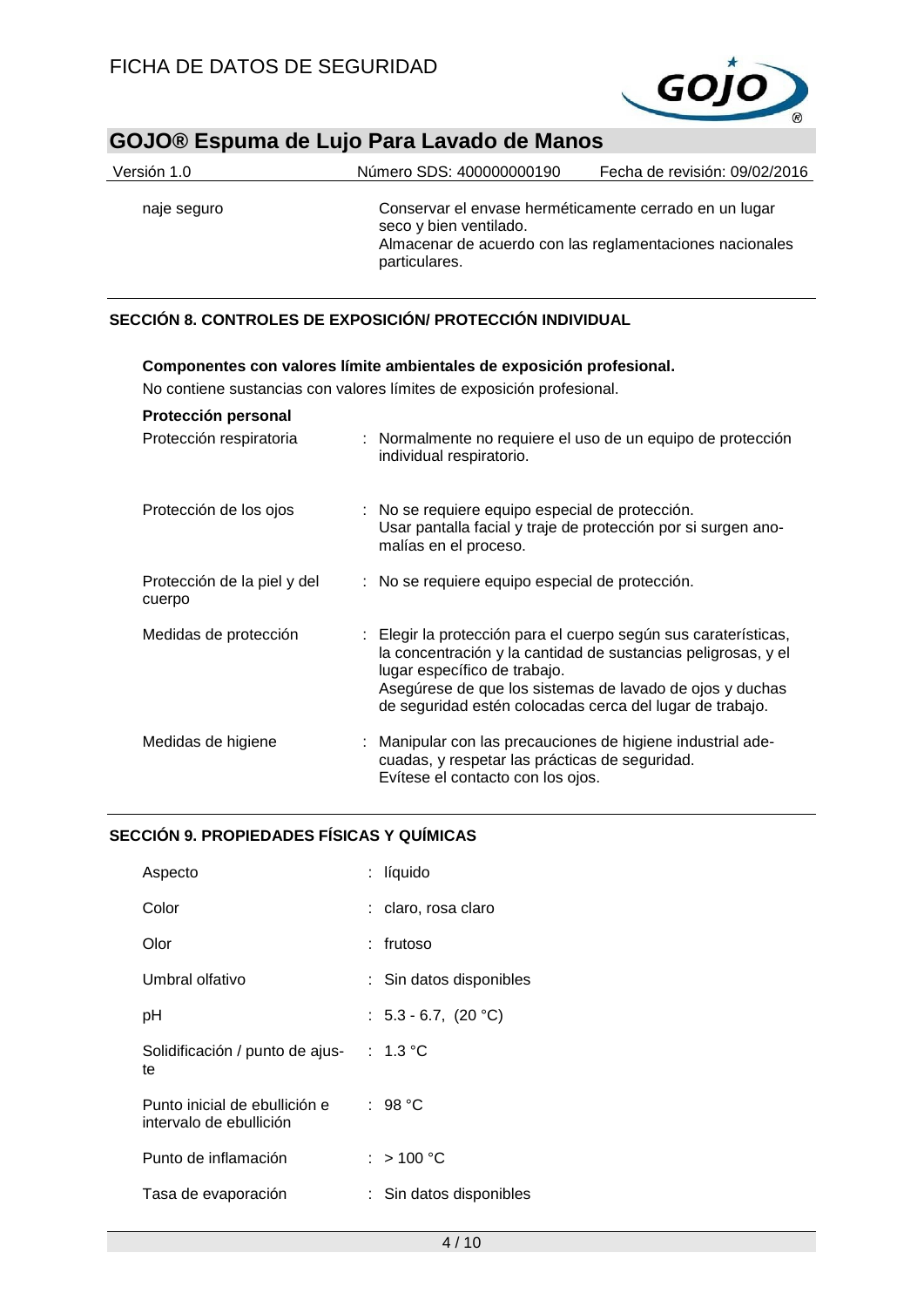| | |
|---|---|
| naje seguro | Conservar el envase herméticamente cerrado en un lugar seco y bien ventilado. Almacenar de acuerdo con las reglamentaciones nacionales particulares. |

## SECCIÓN 8. CONTROLES DE EXPOSICIÓN/ PROTECCIÓN INDIVIDUAL

**Componentes con valores límite ambientales de exposición profesional.**

No contiene sustancias con valores límites de exposición profesional.

**Protección personal**

| | |
|---|---|
| Protección respiratoria | : Normalmente no requiere el uso de un equipo de protección individual respiratorio. |
| Protección de los ojos | : No se requiere equipo especial de protección. Usar pantalla facial y traje de protección por si surgen anomalías en el proceso. |
| Protección de la piel y del cuerpo | : No se requiere equipo especial de protección. |
| Medidas de protección | : Elegir la protección para el cuerpo según sus caraterísticas, la concentración y la cantidad de sustancias peligrosas, y el lugar específico de trabajo. Asegúrese de que los sistemas de lavado de ojos y duchas de seguridad estén colocadas cerca del lugar de trabajo. |
| Medidas de higiene | : Manipular con las precauciones de higiene industrial adecuadas, y respetar las prácticas de seguridad. Evítese el contacto con los ojos. |

## SECCIÓN 9. PROPIEDADES FÍSICAS Y QUÍMICAS

| | |
|---|---|
| Aspecto | : líquido |
| Color | : claro, rosa claro |
| Olor | : frutoso |
| Umbral olfativo | : Sin datos disponibles |
| pH | : 5.3 - 6.7, (20 °C) |
| Solidificación / punto de ajuste | : 1.3 °C |
| Punto inicial de ebullición e intervalo de ebullición | : 98 °C |
| Punto de inflamación | : > 100 °C |
| Tasa de evaporación | : Sin datos disponibles |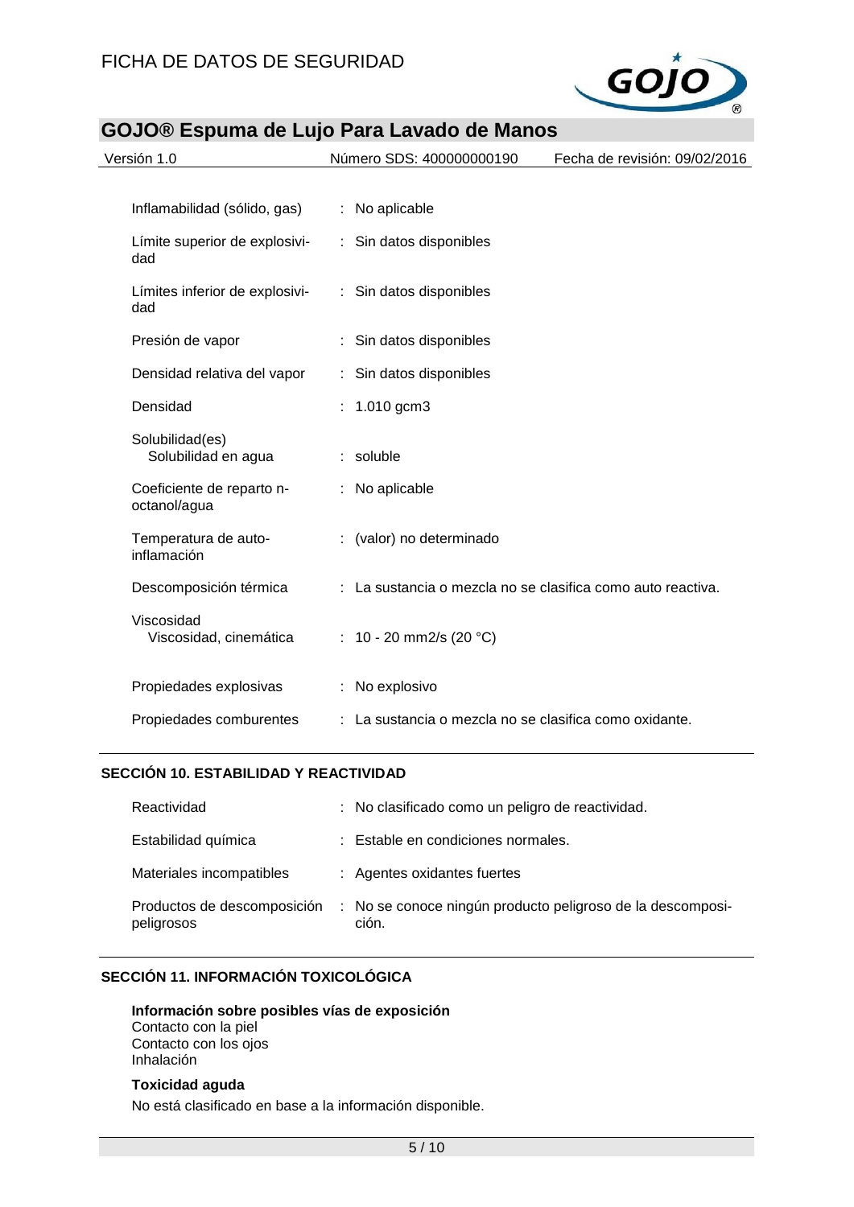| | |
|---|---|
| Inflamabilidad (sólido, gas) | : No aplicable |
| Límite superior de explosividad | : Sin datos disponibles |
| Límites inferior de explosividad | : Sin datos disponibles |
| Presión de vapor | : Sin datos disponibles |
| Densidad relativa del vapor | : Sin datos disponibles |
| Densidad | : 1.010 gcm3 |
| Solubilidad(es) | |
| Solubilidad en agua | : soluble |
| Coeficiente de reparto n-octanol/agua | : No aplicable |
| Temperatura de auto-inflamación | : (valor) no determinado |
| Descomposición térmica | : La sustancia o mezcla no se clasifica como auto reactiva. |
| Viscosidad | |
| Viscosidad, cinemática | : 10 - 20 mm2/s (20 °C) |
| Propiedades explosivas | : No explosivo |
| Propiedades comburentes | : La sustancia o mezcla no se clasifica como oxidante. |

## SECCIÓN 10. ESTABILIDAD Y REACTIVIDAD

| | |
|---|---|
| Reactividad | : No clasificado como un peligro de reactividad. |
| Estabilidad química | : Estable en condiciones normales. |
| Materiales incompatibles | : Agentes oxidantes fuertes |
| Productos de descomposición peligrosos | : No se conoce ningún producto peligroso de la descomposición. |

## SECCIÓN 11. INFORMACIÓN TOXICOLÓGICA

**Información sobre posibles vías de exposición**

Contacto con la piel
Contacto con los ojos
Inhalación

**Toxicidad aguda**

No está clasificado en base a la información disponible.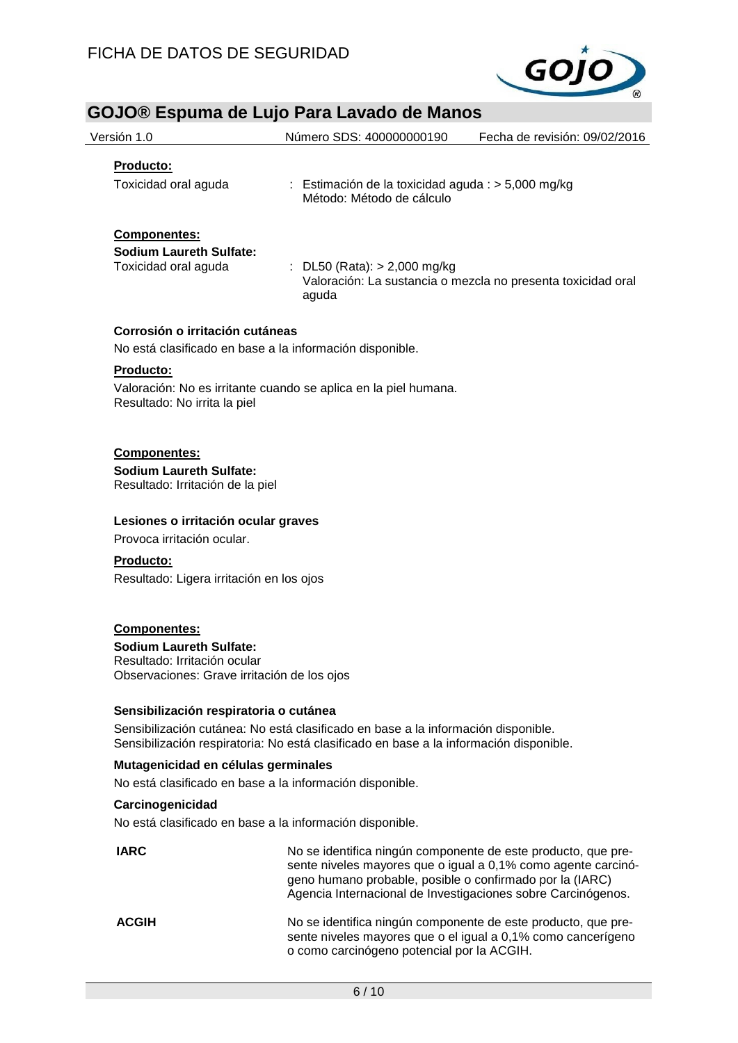**Producto:**

| | |
|---|---|
| Toxicidad oral aguda | : Estimación de la toxicidad aguda : > 5,000 mg/kg<br>Método: Método de cálculo |

**Componentes:**

**Sodium Laureth Sulfate:**

| | |
|---|---|
| Toxicidad oral aguda | : DL50 (Rata): > 2,000 mg/kg<br>Valoración: La sustancia o mezcla no presenta toxicidad oral aguda |

**Corrosión o irritación cutáneas**

No está clasificado en base a la información disponible.

**Producto:**

Valoración: No es irritante cuando se aplica en la piel humana.
Resultado: No irrita la piel

**Componentes:**

**Sodium Laureth Sulfate:**
Resultado: Irritación de la piel

**Lesiones o irritación ocular graves**

Provoca irritación ocular.

**Producto:**

Resultado: Ligera irritación en los ojos

**Componentes:**

**Sodium Laureth Sulfate:**
Resultado: Irritación ocular
Observaciones: Grave irritación de los ojos

**Sensibilización respiratoria o cutánea**

Sensibilización cutánea: No está clasificado en base a la información disponible.
Sensibilización respiratoria: No está clasificado en base a la información disponible.

**Mutagenicidad en células germinales**

No está clasificado en base a la información disponible.

**Carcinogenicidad**

No está clasificado en base a la información disponible.

| | |
|---|---|
| **IARC** | No se identifica ningún componente de este producto, que presente niveles mayores que o igual a 0,1% como agente carcinógeno humano probable, posible o confirmado por la (IARC) Agencia Internacional de Investigaciones sobre Carcinógenos. |
| **ACGIH** | No se identifica ningún componente de este producto, que presente niveles mayores que o el igual a 0,1% como cancerígeno o como carcinógeno potencial por la ACGIH. |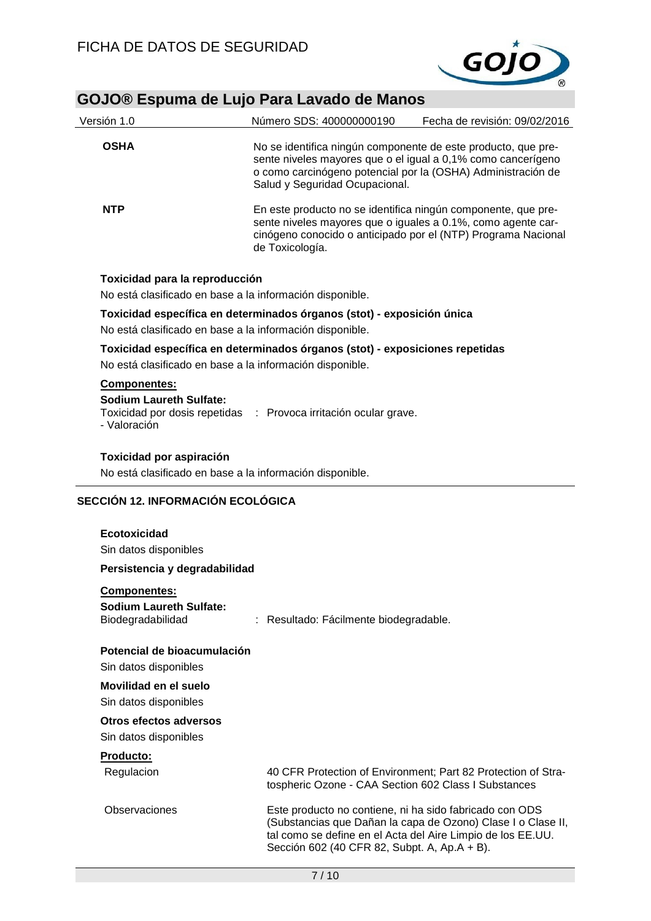**OSHA** No se identifica ningún componente de este producto, que presente niveles mayores que o el igual a 0,1% como cancerígeno o como carcinógeno potencial por la (OSHA) Administración de Salud y Seguridad Ocupacional.

**NTP** En este producto no se identifica ningún componente, que presente niveles mayores que o iguales a 0.1%, como agente carcinógeno conocido o anticipado por el (NTP) Programa Nacional de Toxicología.

**Toxicidad para la reproducción**

No está clasificado en base a la información disponible.

**Toxicidad específica en determinados órganos (stot) - exposición única**

No está clasificado en base a la información disponible.

**Toxicidad específica en determinados órganos (stot) - exposiciones repetidas**

No está clasificado en base a la información disponible.

**Componentes:**

**Sodium Laureth Sulfate:**

Toxicidad por dosis repetidas - Valoración : Provoca irritación ocular grave.

**Toxicidad por aspiración**

No está clasificado en base a la información disponible.

## SECCIÓN 12. INFORMACIÓN ECOLÓGICA

**Ecotoxicidad**

Sin datos disponibles

**Persistencia y degradabilidad**

**Componentes:**

**Sodium Laureth Sulfate:**

Biodegradabilidad : Resultado: Fácilmente biodegradable.

**Potencial de bioacumulación**

Sin datos disponibles

**Movilidad en el suelo**

Sin datos disponibles

**Otros efectos adversos**

Sin datos disponibles

**Producto:**

Regulacion: 40 CFR Protection of Environment; Part 82 Protection of Stratospheric Ozone - CAA Section 602 Class I Substances

Observaciones: Este producto no contiene, ni ha sido fabricado con ODS (Substancias que Dañan la capa de Ozono) Clase I o Clase II, tal como se define en el Acta del Aire Limpio de los EE.UU. Sección 602 (40 CFR 82, Subpt. A, Ap.A + B).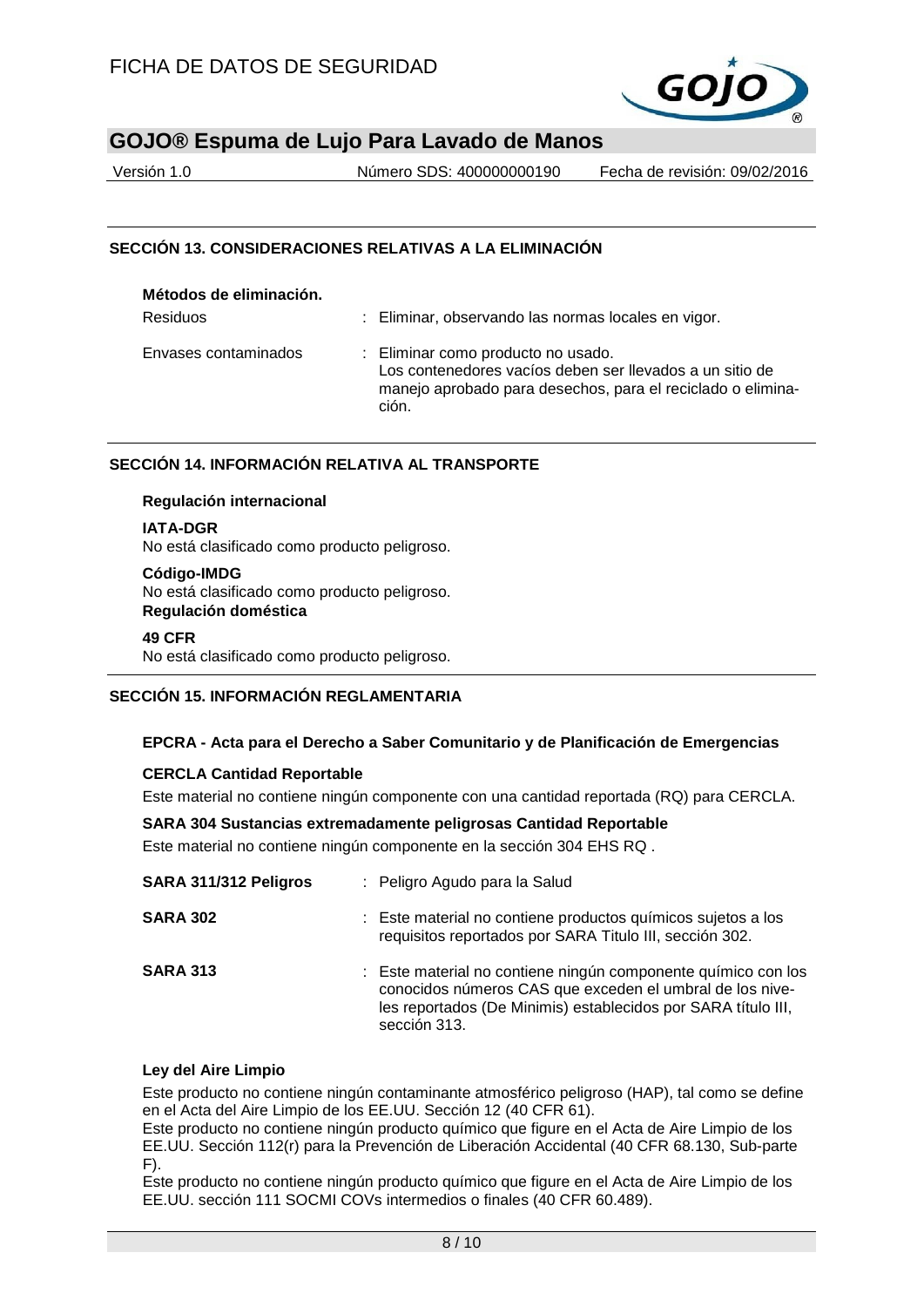## SECCIÓN 13. CONSIDERACIONES RELATIVAS A LA ELIMINACIÓN

**Métodos de eliminación.**

| | |
|---|---|
| Residuos | : Eliminar, observando las normas locales en vigor. |
| Envases contaminados | : Eliminar como producto no usado. Los contenedores vacíos deben ser llevados a un sitio de manejo aprobado para desechos, para el reciclado o eliminación. |

## SECCIÓN 14. INFORMACIÓN RELATIVA AL TRANSPORTE

**Regulación internacional**

**IATA-DGR**
No está clasificado como producto peligroso.

**Código-IMDG**
No está clasificado como producto peligroso.

**Regulación doméstica**

**49 CFR**
No está clasificado como producto peligroso.

## SECCIÓN 15. INFORMACIÓN REGLAMENTARIA

**EPCRA - Acta para el Derecho a Saber Comunitario y de Planificación de Emergencias**

**CERCLA Cantidad Reportable**

Este material no contiene ningún componente con una cantidad reportada (RQ) para CERCLA.

**SARA 304 Sustancias extremadamente peligrosas Cantidad Reportable**

Este material no contiene ningún componente en la sección 304 EHS RQ .

| | |
|---|---|
| **SARA 311/312 Peligros** | : Peligro Agudo para la Salud |
| **SARA 302** | : Este material no contiene productos químicos sujetos a los requisitos reportados por SARA Titulo III, sección 302. |
| **SARA 313** | : Este material no contiene ningún componente químico con los conocidos números CAS que exceden el umbral de los niveles reportados (De Minimis) establecidos por SARA título III, sección 313. |

**Ley del Aire Limpio**

Este producto no contiene ningún contaminante atmosférico peligroso (HAP), tal como se define en el Acta del Aire Limpio de los EE.UU. Sección 12 (40 CFR 61).
Este producto no contiene ningún producto químico que figure en el Acta de Aire Limpio de los EE.UU. Sección 112(r) para la Prevención de Liberación Accidental (40 CFR 68.130, Sub-parte F).
Este producto no contiene ningún producto químico que figure en el Acta de Aire Limpio de los EE.UU. sección 111 SOCMI COVs intermedios o finales (40 CFR 60.489).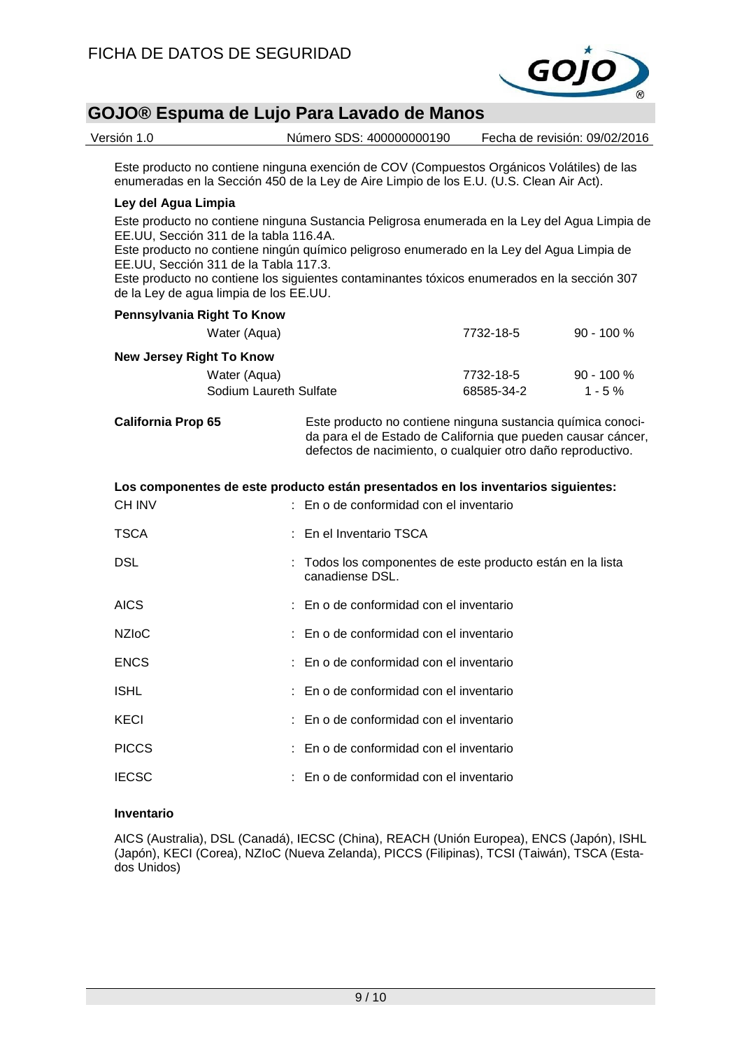Este producto no contiene ninguna exención de COV (Compuestos Orgánicos Volátiles) de las enumeradas en la Sección 450 de la Ley de Aire Limpio de los E.U. (U.S. Clean Air Act).

**Ley del Agua Limpia**

Este producto no contiene ninguna Sustancia Peligrosa enumerada en la Ley del Agua Limpia de EE.UU, Sección 311 de la tabla 116.4A.
Este producto no contiene ningún químico peligroso enumerado en la Ley del Agua Limpia de EE.UU, Sección 311 de la Tabla 117.3.
Este producto no contiene los siguientes contaminantes tóxicos enumerados en la sección 307 de la Ley de agua limpia de los EE.UU.

**Pennsylvania Right To Know**

| | | |
|---|---|---|
| Water (Aqua) | 7732-18-5 | 90 - 100 % |

**New Jersey Right To Know**

| | | |
|---|---|---|
| Water (Aqua) | 7732-18-5 | 90 - 100 % |
| Sodium Laureth Sulfate | 68585-34-2 | 1 - 5 % |

**California Prop 65** Este producto no contiene ninguna sustancia química conocida para el de Estado de California que pueden causar cáncer, defectos de nacimiento, o cualquier otro daño reproductivo.

**Los componentes de este producto están presentados en los inventarios siguientes:**

| | |
|---|---|
| CH INV | : En o de conformidad con el inventario |
| TSCA | : En el Inventario TSCA |
| DSL | : Todos los componentes de este producto están en la lista canadiense DSL. |
| AICS | : En o de conformidad con el inventario |
| NZIoC | : En o de conformidad con el inventario |
| ENCS | : En o de conformidad con el inventario |
| ISHL | : En o de conformidad con el inventario |
| KECI | : En o de conformidad con el inventario |
| PICCS | : En o de conformidad con el inventario |
| IECSC | : En o de conformidad con el inventario |

**Inventario**

AICS (Australia), DSL (Canadá), IECSC (China), REACH (Unión Europea), ENCS (Japón), ISHL (Japón), KECI (Corea), NZIoC (Nueva Zelanda), PICCS (Filipinas), TCSI (Taiwán), TSCA (Estados Unidos)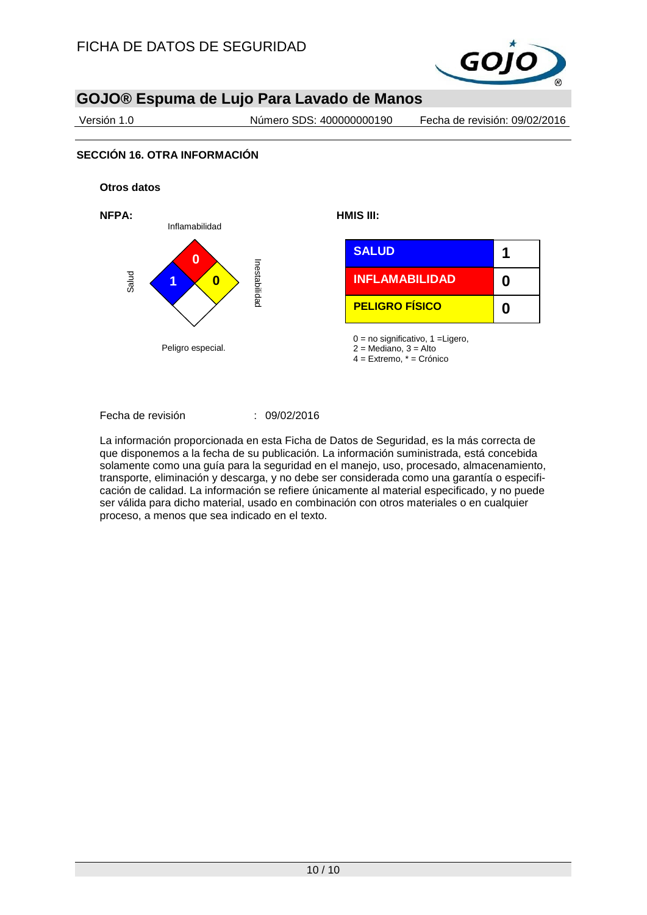## SECCIÓN 16. OTRA INFORMACIÓN

**Otros datos**

**NFPA:**

Inflamabilidad

Salud

Inestabilidad

0

1

0

Peligro especial.

**HMIS III:**

| | |
|---|---|
| **SALUD** | **1** |
| **INFLAMABILIDAD** | **0** |
| **PELIGRO FÍSICO** | **0** |

0 = no significativo, 1 =Ligero,
2 = Mediano, 3 = Alto
4 = Extremo, * = Crónico

Fecha de revisión : 09/02/2016

La información proporcionada en esta Ficha de Datos de Seguridad, es la más correcta de que disponemos a la fecha de su publicación. La información suministrada, está concebida solamente como una guía para la seguridad en el manejo, uso, procesado, almacenamiento, transporte, eliminación y descarga, y no debe ser considerada como una garantía o especificación de calidad. La información se refiere únicamente al material especificado, y no puede ser válida para dicho material, usado en combinación con otros materiales o en cualquier proceso, a menos que sea indicado en el texto.